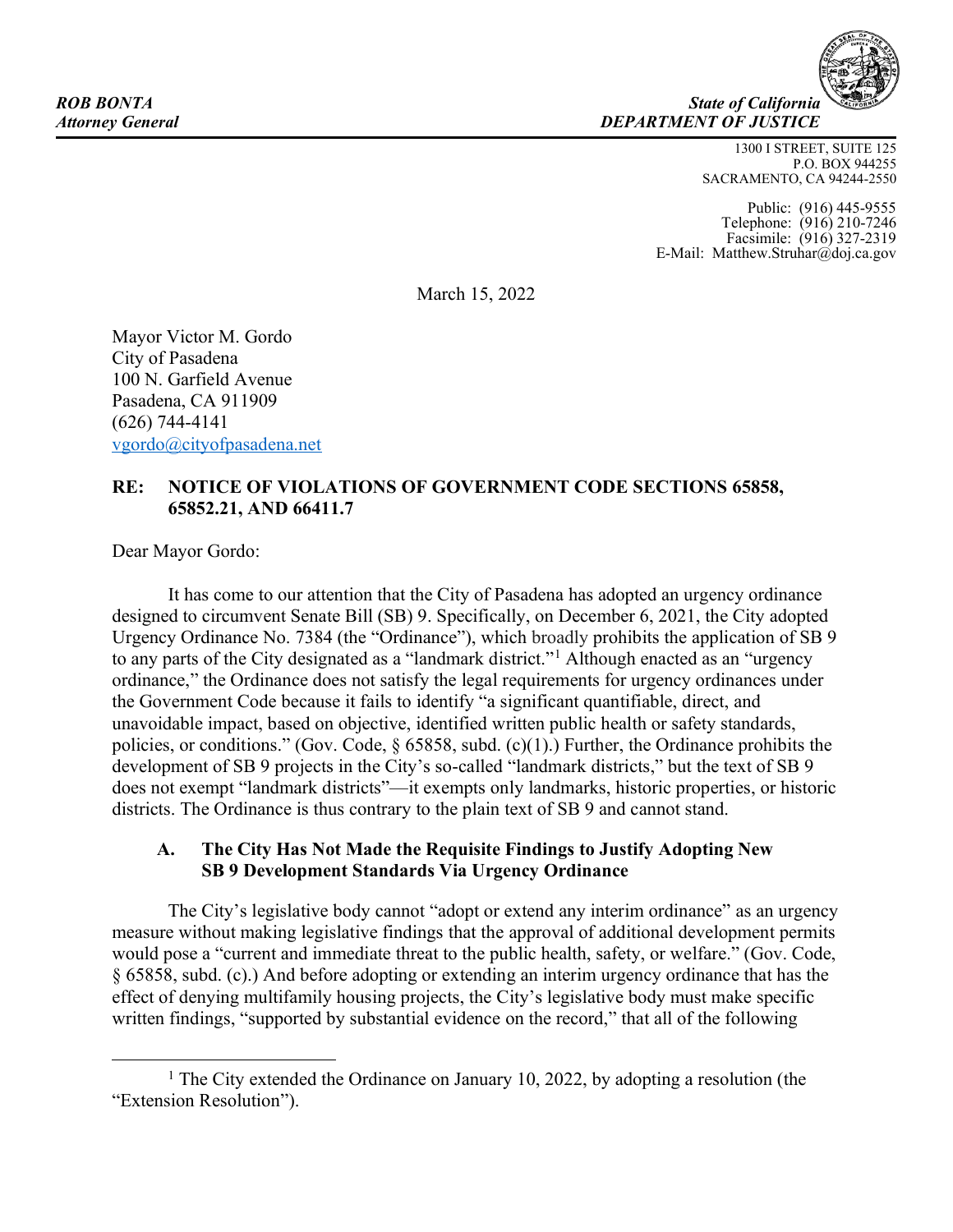*ROB BONTA*
*Attorney General*

*State of California*
*DEPARTMENT OF JUSTICE*

1300 I STREET, SUITE 125
P.O. BOX 944255
SACRAMENTO, CA 94244-2550

Public: (916) 445-9555
Telephone: (916) 210-7246
Facsimile: (916) 327-2319
E-Mail: Matthew.Struhar@doj.ca.gov

March 15, 2022

Mayor Victor M. Gordo
City of Pasadena
100 N. Garfield Avenue
Pasadena, CA 911909
(626) 744-4141
vgordo@cityofpasadena.net

**RE: NOTICE OF VIOLATIONS OF GOVERNMENT CODE SECTIONS 65858, 65852.21, AND 66411.7**

Dear Mayor Gordo:

It has come to our attention that the City of Pasadena has adopted an urgency ordinance designed to circumvent Senate Bill (SB) 9. Specifically, on December 6, 2021, the City adopted Urgency Ordinance No. 7384 (the "Ordinance"), which broadly prohibits the application of SB 9 to any parts of the City designated as a "landmark district."[1] Although enacted as an "urgency ordinance," the Ordinance does not satisfy the legal requirements for urgency ordinances under the Government Code because it fails to identify "a significant quantifiable, direct, and unavoidable impact, based on objective, identified written public health or safety standards, policies, or conditions." (Gov. Code, § 65858, subd. (c)(1).) Further, the Ordinance prohibits the development of SB 9 projects in the City's so-called "landmark districts," but the text of SB 9 does not exempt "landmark districts"—it exempts only landmarks, historic properties, or historic districts. The Ordinance is thus contrary to the plain text of SB 9 and cannot stand.

### A. The City Has Not Made the Requisite Findings to Justify Adopting New SB 9 Development Standards Via Urgency Ordinance

The City's legislative body cannot "adopt or extend any interim ordinance" as an urgency measure without making legislative findings that the approval of additional development permits would pose a "current and immediate threat to the public health, safety, or welfare." (Gov. Code, § 65858, subd. (c).) And before adopting or extending an interim urgency ordinance that has the effect of denying multifamily housing projects, the City's legislative body must make specific written findings, "supported by substantial evidence on the record," that all of the following

[1] The City extended the Ordinance on January 10, 2022, by adopting a resolution (the "Extension Resolution").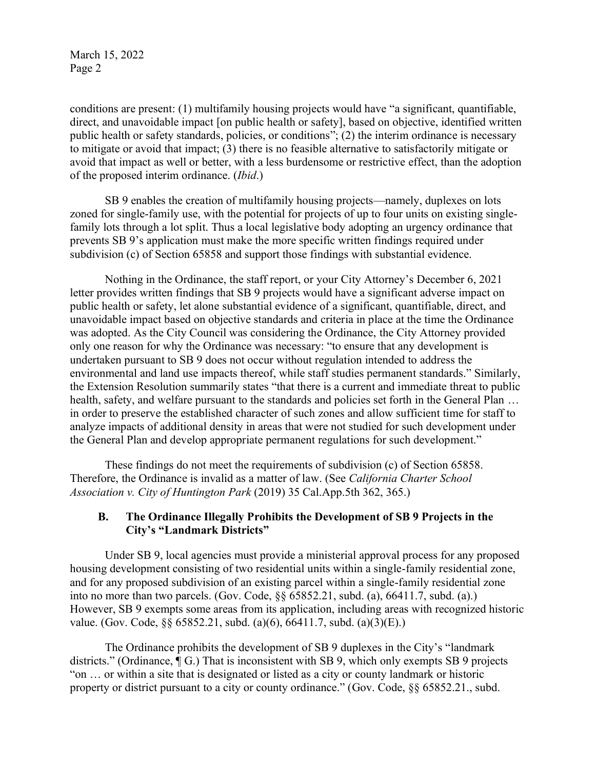conditions are present: (1) multifamily housing projects would have "a significant, quantifiable, direct, and unavoidable impact [on public health or safety], based on objective, identified written public health or safety standards, policies, or conditions"; (2) the interim ordinance is necessary to mitigate or avoid that impact; (3) there is no feasible alternative to satisfactorily mitigate or avoid that impact as well or better, with a less burdensome or restrictive effect, than the adoption of the proposed interim ordinance. (*Ibid*.)

SB 9 enables the creation of multifamily housing projects—namely, duplexes on lots zoned for single-family use, with the potential for projects of up to four units on existing single-family lots through a lot split. Thus a local legislative body adopting an urgency ordinance that prevents SB 9's application must make the more specific written findings required under subdivision (c) of Section 65858 and support those findings with substantial evidence.

Nothing in the Ordinance, the staff report, or your City Attorney's December 6, 2021 letter provides written findings that SB 9 projects would have a significant adverse impact on public health or safety, let alone substantial evidence of a significant, quantifiable, direct, and unavoidable impact based on objective standards and criteria in place at the time the Ordinance was adopted. As the City Council was considering the Ordinance, the City Attorney provided only one reason for why the Ordinance was necessary: "to ensure that any development is undertaken pursuant to SB 9 does not occur without regulation intended to address the environmental and land use impacts thereof, while staff studies permanent standards." Similarly, the Extension Resolution summarily states "that there is a current and immediate threat to public health, safety, and welfare pursuant to the standards and policies set forth in the General Plan … in order to preserve the established character of such zones and allow sufficient time for staff to analyze impacts of additional density in areas that were not studied for such development under the General Plan and develop appropriate permanent regulations for such development."

These findings do not meet the requirements of subdivision (c) of Section 65858. Therefore, the Ordinance is invalid as a matter of law. (See *California Charter School Association v. City of Huntington Park* (2019) 35 Cal.App.5th 362, 365.)

### B. The Ordinance Illegally Prohibits the Development of SB 9 Projects in the City's "Landmark Districts"

Under SB 9, local agencies must provide a ministerial approval process for any proposed housing development consisting of two residential units within a single-family residential zone, and for any proposed subdivision of an existing parcel within a single-family residential zone into no more than two parcels. (Gov. Code, §§ 65852.21, subd. (a), 66411.7, subd. (a).) However, SB 9 exempts some areas from its application, including areas with recognized historic value. (Gov. Code, §§ 65852.21, subd. (a)(6), 66411.7, subd. (a)(3)(E).)

The Ordinance prohibits the development of SB 9 duplexes in the City's "landmark districts." (Ordinance, ¶ G.) That is inconsistent with SB 9, which only exempts SB 9 projects "on … or within a site that is designated or listed as a city or county landmark or historic property or district pursuant to a city or county ordinance." (Gov. Code, §§ 65852.21., subd.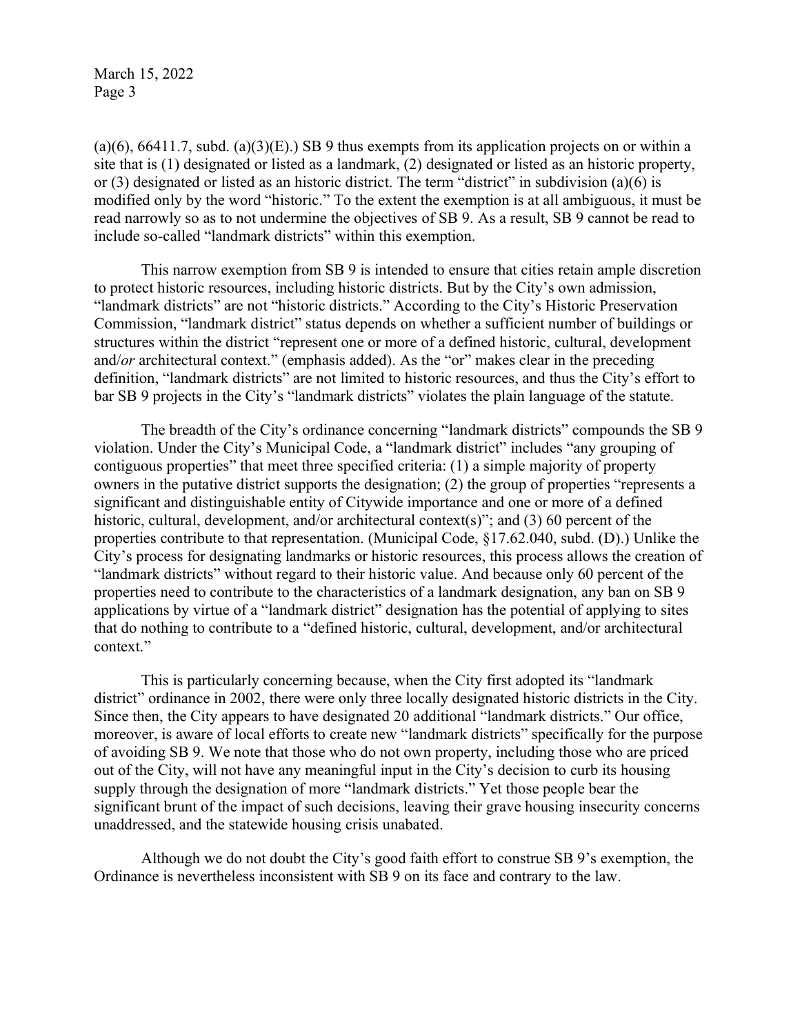(a)(6), 66411.7, subd. (a)(3)(E).) SB 9 thus exempts from its application projects on or within a site that is (1) designated or listed as a landmark, (2) designated or listed as an historic property, or (3) designated or listed as an historic district. The term "district" in subdivision (a)(6) is modified only by the word "historic." To the extent the exemption is at all ambiguous, it must be read narrowly so as to not undermine the objectives of SB 9. As a result, SB 9 cannot be read to include so-called "landmark districts" within this exemption.

This narrow exemption from SB 9 is intended to ensure that cities retain ample discretion to protect historic resources, including historic districts. But by the City's own admission, "landmark districts" are not "historic districts." According to the City's Historic Preservation Commission, "landmark district" status depends on whether a sufficient number of buildings or structures within the district "represent one or more of a defined historic, cultural, development and/*or* architectural context." (emphasis added). As the "or" makes clear in the preceding definition, "landmark districts" are not limited to historic resources, and thus the City's effort to bar SB 9 projects in the City's "landmark districts" violates the plain language of the statute.

The breadth of the City's ordinance concerning "landmark districts" compounds the SB 9 violation. Under the City's Municipal Code, a "landmark district" includes "any grouping of contiguous properties" that meet three specified criteria: (1) a simple majority of property owners in the putative district supports the designation; (2) the group of properties "represents a significant and distinguishable entity of Citywide importance and one or more of a defined historic, cultural, development, and/or architectural context(s)"; and (3) 60 percent of the properties contribute to that representation. (Municipal Code, §17.62.040, subd. (D).) Unlike the City's process for designating landmarks or historic resources, this process allows the creation of "landmark districts" without regard to their historic value. And because only 60 percent of the properties need to contribute to the characteristics of a landmark designation, any ban on SB 9 applications by virtue of a "landmark district" designation has the potential of applying to sites that do nothing to contribute to a "defined historic, cultural, development, and/or architectural context."

This is particularly concerning because, when the City first adopted its "landmark district" ordinance in 2002, there were only three locally designated historic districts in the City. Since then, the City appears to have designated 20 additional "landmark districts." Our office, moreover, is aware of local efforts to create new "landmark districts" specifically for the purpose of avoiding SB 9. We note that those who do not own property, including those who are priced out of the City, will not have any meaningful input in the City's decision to curb its housing supply through the designation of more "landmark districts." Yet those people bear the significant brunt of the impact of such decisions, leaving their grave housing insecurity concerns unaddressed, and the statewide housing crisis unabated.

Although we do not doubt the City's good faith effort to construe SB 9's exemption, the Ordinance is nevertheless inconsistent with SB 9 on its face and contrary to the law.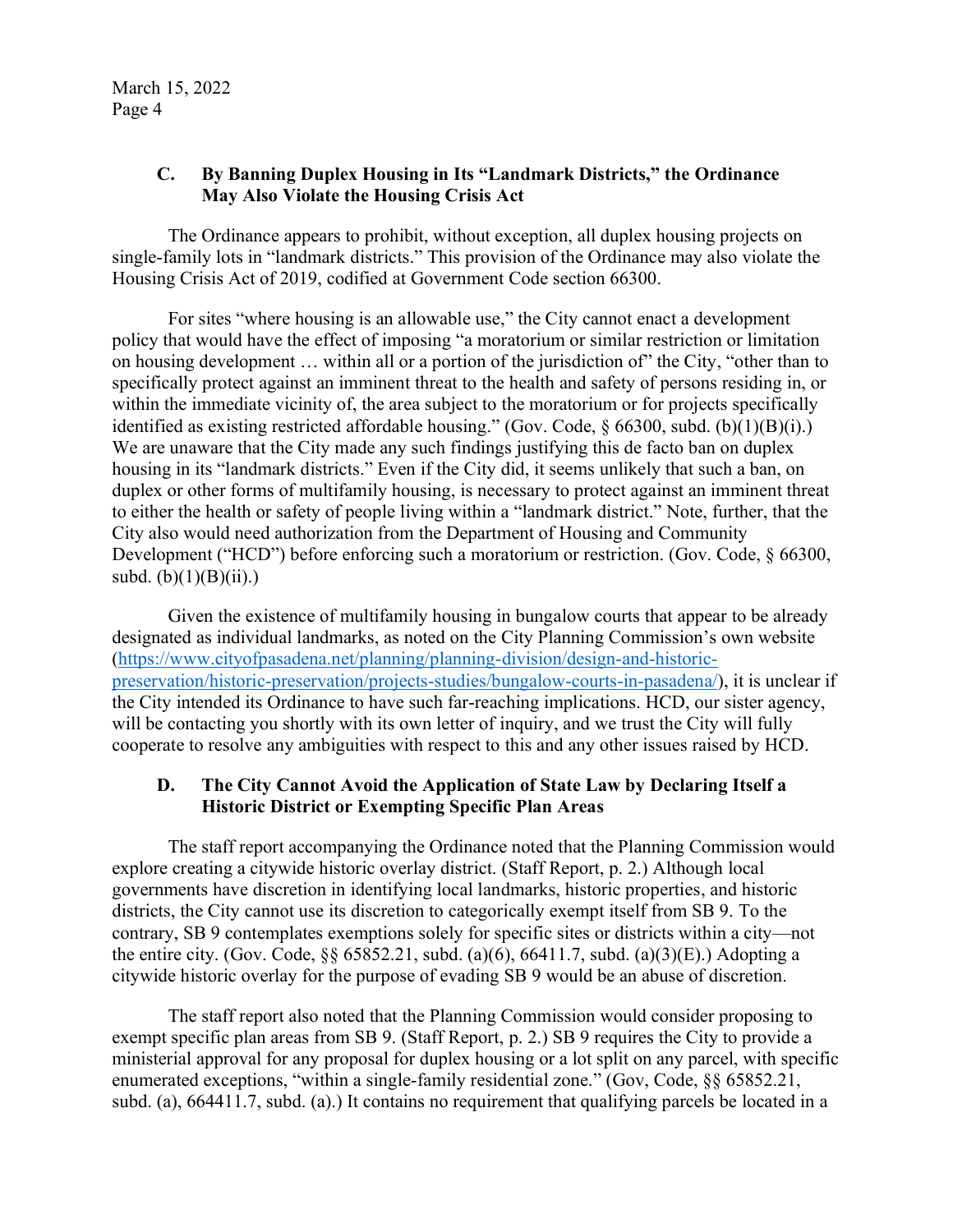### C. By Banning Duplex Housing in Its "Landmark Districts," the Ordinance May Also Violate the Housing Crisis Act

The Ordinance appears to prohibit, without exception, all duplex housing projects on single-family lots in "landmark districts." This provision of the Ordinance may also violate the Housing Crisis Act of 2019, codified at Government Code section 66300.

For sites "where housing is an allowable use," the City cannot enact a development policy that would have the effect of imposing "a moratorium or similar restriction or limitation on housing development … within all or a portion of the jurisdiction of" the City, "other than to specifically protect against an imminent threat to the health and safety of persons residing in, or within the immediate vicinity of, the area subject to the moratorium or for projects specifically identified as existing restricted affordable housing." (Gov. Code, § 66300, subd. (b)(1)(B)(i).) We are unaware that the City made any such findings justifying this de facto ban on duplex housing in its "landmark districts." Even if the City did, it seems unlikely that such a ban, on duplex or other forms of multifamily housing, is necessary to protect against an imminent threat to either the health or safety of people living within a "landmark district." Note, further, that the City also would need authorization from the Department of Housing and Community Development ("HCD") before enforcing such a moratorium or restriction. (Gov. Code, § 66300, subd. (b)(1)(B)(ii).)

Given the existence of multifamily housing in bungalow courts that appear to be already designated as individual landmarks, as noted on the City Planning Commission's own website (https://www.cityofpasadena.net/planning/planning-division/design-and-historic-preservation/historic-preservation/projects-studies/bungalow-courts-in-pasadena/), it is unclear if the City intended its Ordinance to have such far-reaching implications. HCD, our sister agency, will be contacting you shortly with its own letter of inquiry, and we trust the City will fully cooperate to resolve any ambiguities with respect to this and any other issues raised by HCD.

### D. The City Cannot Avoid the Application of State Law by Declaring Itself a Historic District or Exempting Specific Plan Areas

The staff report accompanying the Ordinance noted that the Planning Commission would explore creating a citywide historic overlay district. (Staff Report, p. 2.) Although local governments have discretion in identifying local landmarks, historic properties, and historic districts, the City cannot use its discretion to categorically exempt itself from SB 9. To the contrary, SB 9 contemplates exemptions solely for specific sites or districts within a city—not the entire city. (Gov. Code, §§ 65852.21, subd. (a)(6), 66411.7, subd. (a)(3)(E).) Adopting a citywide historic overlay for the purpose of evading SB 9 would be an abuse of discretion.

The staff report also noted that the Planning Commission would consider proposing to exempt specific plan areas from SB 9. (Staff Report, p. 2.) SB 9 requires the City to provide a ministerial approval for any proposal for duplex housing or a lot split on any parcel, with specific enumerated exceptions, "within a single-family residential zone." (Gov, Code, §§ 65852.21, subd. (a), 664411.7, subd. (a).) It contains no requirement that qualifying parcels be located in a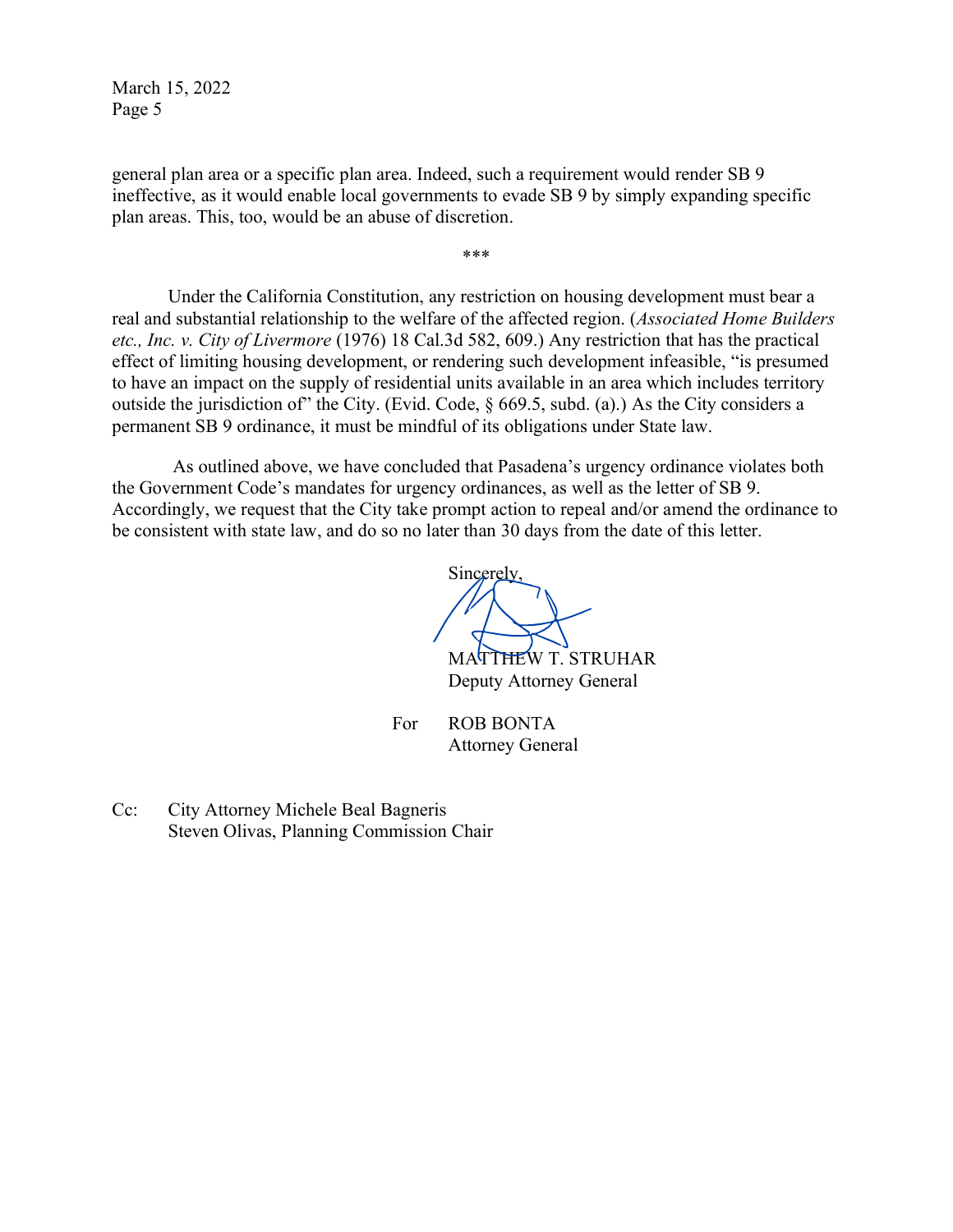general plan area or a specific plan area. Indeed, such a requirement would render SB 9 ineffective, as it would enable local governments to evade SB 9 by simply expanding specific plan areas. This, too, would be an abuse of discretion.

***

Under the California Constitution, any restriction on housing development must bear a real and substantial relationship to the welfare of the affected region. (*Associated Home Builders etc., Inc. v. City of Livermore* (1976) 18 Cal.3d 582, 609.) Any restriction that has the practical effect of limiting housing development, or rendering such development infeasible, "is presumed to have an impact on the supply of residential units available in an area which includes territory outside the jurisdiction of" the City. (Evid. Code, § 669.5, subd. (a).) As the City considers a permanent SB 9 ordinance, it must be mindful of its obligations under State law.

As outlined above, we have concluded that Pasadena's urgency ordinance violates both the Government Code's mandates for urgency ordinances, as well as the letter of SB 9. Accordingly, we request that the City take prompt action to repeal and/or amend the ordinance to be consistent with state law, and do so no later than 30 days from the date of this letter.

Sincerely,

MATTHEW T. STRUHAR
Deputy Attorney General

For ROB BONTA
Attorney General

Cc: City Attorney Michele Beal Bagneris
Steven Olivas, Planning Commission Chair